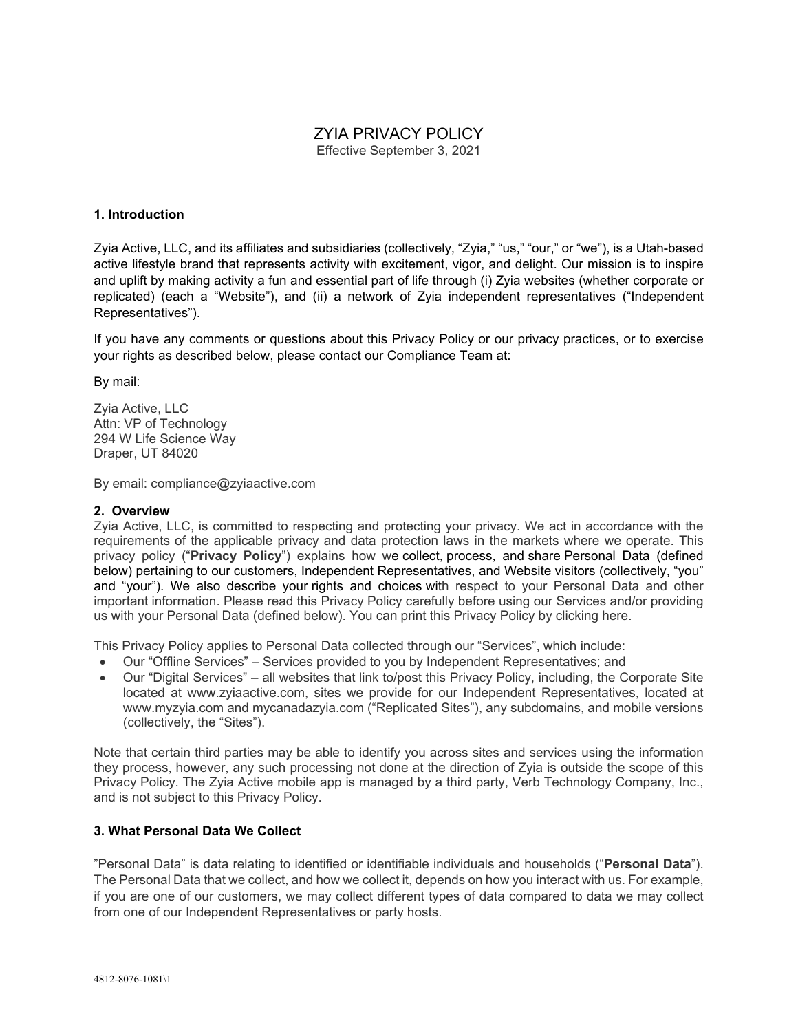# ZYIA PRIVACY POLICY

Effective September 3, 2021

## 1. Introduction

Zyia Active, LLC, and its affiliates and subsidiaries (collectively, "Zyia," "us," "our," or "we"), is a Utah-based active lifestyle brand that represents activity with excitement, vigor, and delight. Our mission is to inspire and uplift by making activity a fun and essential part of life through (i) Zyia websites (whether corporate or replicated) (each a "Website"), and (ii) a network of Zyia independent representatives ("Independent Representatives").

If you have any comments or questions about this Privacy Policy or our privacy practices, or to exercise your rights as described below, please contact our Compliance Team at:

By mail:

Zyia Active, LLC
Attn: VP of Technology
294 W Life Science Way
Draper, UT 84020

By email: compliance@zyiaactive.com

## 2. Overview

Zyia Active, LLC, is committed to respecting and protecting your privacy. We act in accordance with the requirements of the applicable privacy and data protection laws in the markets where we operate. This privacy policy ("**Privacy Policy**") explains how we collect, process, and share Personal Data (defined below) pertaining to our customers, Independent Representatives, and Website visitors (collectively, "you" and "your"). We also describe your rights and choices with respect to your Personal Data and other important information. Please read this Privacy Policy carefully before using our Services and/or providing us with your Personal Data (defined below). You can print this Privacy Policy by clicking here.

This Privacy Policy applies to Personal Data collected through our "Services", which include:

- Our "Offline Services" – Services provided to you by Independent Representatives; and
- Our "Digital Services" – all websites that link to/post this Privacy Policy, including, the Corporate Site located at www.zyiaactive.com, sites we provide for our Independent Representatives, located at www.myzyia.com and mycanadazyia.com ("Replicated Sites"), any subdomains, and mobile versions (collectively, the "Sites").

Note that certain third parties may be able to identify you across sites and services using the information they process, however, any such processing not done at the direction of Zyia is outside the scope of this Privacy Policy. The Zyia Active mobile app is managed by a third party, Verb Technology Company, Inc., and is not subject to this Privacy Policy.

## 3. What Personal Data We Collect

"Personal Data" is data relating to identified or identifiable individuals and households ("**Personal Data**"). The Personal Data that we collect, and how we collect it, depends on how you interact with us. For example, if you are one of our customers, we may collect different types of data compared to data we may collect from one of our Independent Representatives or party hosts.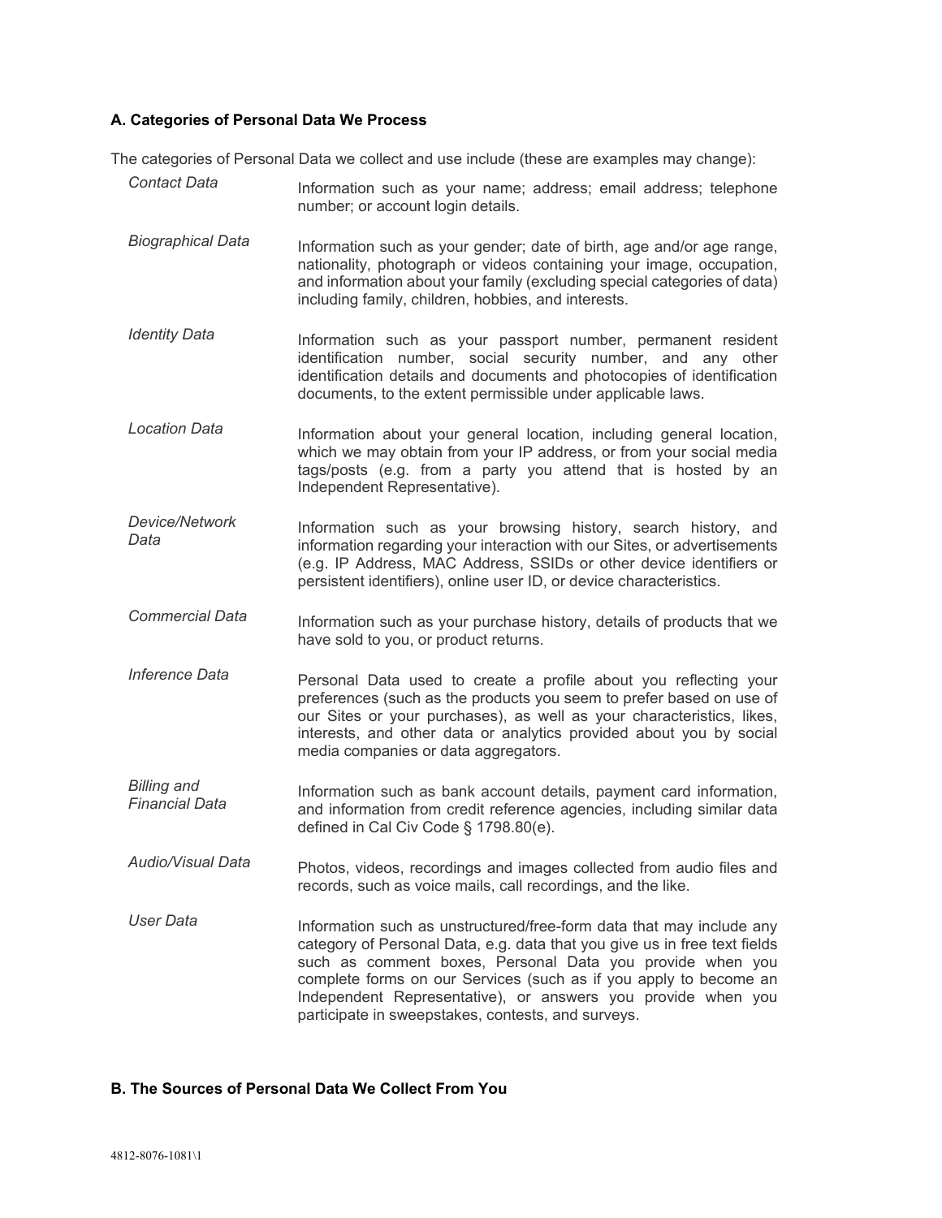### A. Categories of Personal Data We Process

The categories of Personal Data we collect and use include (these are examples may change):

| | |
|---|---|
| *Contact Data* | Information such as your name; address; email address; telephone number; or account login details. |
| *Biographical Data* | Information such as your gender; date of birth, age and/or age range, nationality, photograph or videos containing your image, occupation, and information about your family (excluding special categories of data) including family, children, hobbies, and interests. |
| *Identity Data* | Information such as your passport number, permanent resident identification number, social security number, and any other identification details and documents and photocopies of identification documents, to the extent permissible under applicable laws. |
| *Location Data* | Information about your general location, including general location, which we may obtain from your IP address, or from your social media tags/posts (e.g. from a party you attend that is hosted by an Independent Representative). |
| *Device/Network Data* | Information such as your browsing history, search history, and information regarding your interaction with our Sites, or advertisements (e.g. IP Address, MAC Address, SSIDs or other device identifiers or persistent identifiers), online user ID, or device characteristics. |
| *Commercial Data* | Information such as your purchase history, details of products that we have sold to you, or product returns. |
| *Inference Data* | Personal Data used to create a profile about you reflecting your preferences (such as the products you seem to prefer based on use of our Sites or your purchases), as well as your characteristics, likes, interests, and other data or analytics provided about you by social media companies or data aggregators. |
| *Billing and Financial Data* | Information such as bank account details, payment card information, and information from credit reference agencies, including similar data defined in Cal Civ Code § 1798.80(e). |
| *Audio/Visual Data* | Photos, videos, recordings and images collected from audio files and records, such as voice mails, call recordings, and the like. |
| *User Data* | Information such as unstructured/free-form data that may include any category of Personal Data, e.g. data that you give us in free text fields such as comment boxes, Personal Data you provide when you complete forms on our Services (such as if you apply to become an Independent Representative), or answers you provide when you participate in sweepstakes, contests, and surveys. |

### B. The Sources of Personal Data We Collect From You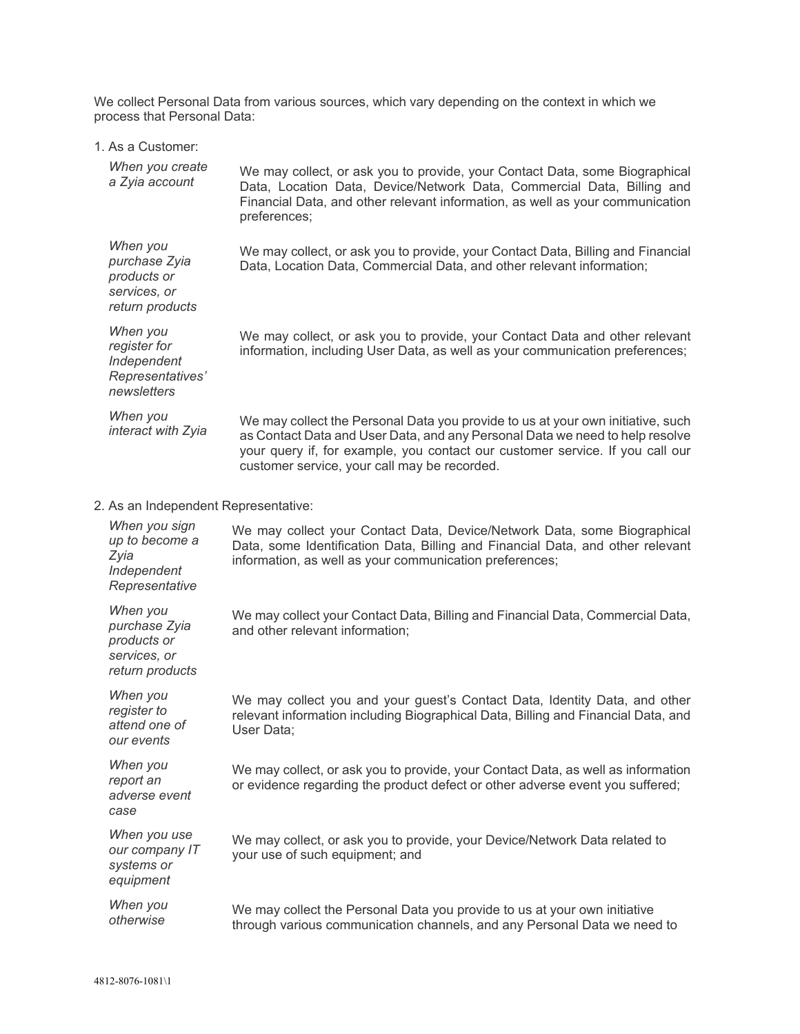We collect Personal Data from various sources, which vary depending on the context in which we process that Personal Data:

1. As a Customer:

| | |
|---|---|
| *When you create a Zyia account* | We may collect, or ask you to provide, your Contact Data, some Biographical Data, Location Data, Device/Network Data, Commercial Data, Billing and Financial Data, and other relevant information, as well as your communication preferences; |
| *When you purchase Zyia products or services, or return products* | We may collect, or ask you to provide, your Contact Data, Billing and Financial Data, Location Data, Commercial Data, and other relevant information; |
| *When you register for Independent Representatives' newsletters* | We may collect, or ask you to provide, your Contact Data and other relevant information, including User Data, as well as your communication preferences; |
| *When you interact with Zyia* | We may collect the Personal Data you provide to us at your own initiative, such as Contact Data and User Data, and any Personal Data we need to help resolve your query if, for example, you contact our customer service. If you call our customer service, your call may be recorded. |

2. As an Independent Representative:

| | |
|---|---|
| *When you sign up to become a Zyia Independent Representative* | We may collect your Contact Data, Device/Network Data, some Biographical Data, some Identification Data, Billing and Financial Data, and other relevant information, as well as your communication preferences; |
| *When you purchase Zyia products or services, or return products* | We may collect your Contact Data, Billing and Financial Data, Commercial Data, and other relevant information; |
| *When you register to attend one of our events* | We may collect you and your guest's Contact Data, Identity Data, and other relevant information including Biographical Data, Billing and Financial Data, and User Data; |
| *When you report an adverse event case* | We may collect, or ask you to provide, your Contact Data, as well as information or evidence regarding the product defect or other adverse event you suffered; |
| *When you use our company IT systems or equipment* | We may collect, or ask you to provide, your Device/Network Data related to your use of such equipment; and |
| *When you otherwise* | We may collect the Personal Data you provide to us at your own initiative through various communication channels, and any Personal Data we need to |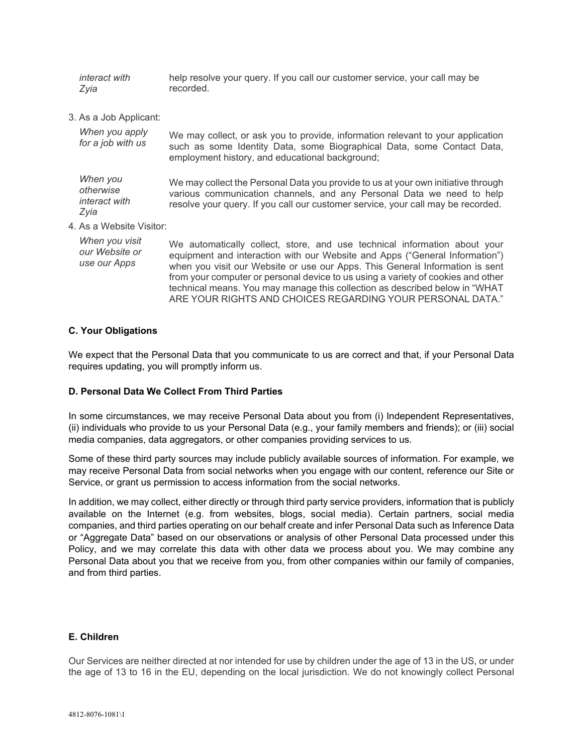| | |
|---|---|
| *interact with Zyia* | help resolve your query. If you call our customer service, your call may be recorded. |

3. As a Job Applicant:

| | |
|---|---|
| *When you apply for a job with us* | We may collect, or ask you to provide, information relevant to your application such as some Identity Data, some Biographical Data, some Contact Data, employment history, and educational background; |
| *When you otherwise interact with Zyia* | We may collect the Personal Data you provide to us at your own initiative through various communication channels, and any Personal Data we need to help resolve your query. If you call our customer service, your call may be recorded. |

4. As a Website Visitor:

| | |
|---|---|
| *When you visit our Website or use our Apps* | We automatically collect, store, and use technical information about your equipment and interaction with our Website and Apps ("General Information") when you visit our Website or use our Apps. This General Information is sent from your computer or personal device to us using a variety of cookies and other technical means. You may manage this collection as described below in "WHAT ARE YOUR RIGHTS AND CHOICES REGARDING YOUR PERSONAL DATA." |

**C. Your Obligations**

We expect that the Personal Data that you communicate to us are correct and that, if your Personal Data requires updating, you will promptly inform us.

**D. Personal Data We Collect From Third Parties**

In some circumstances, we may receive Personal Data about you from (i) Independent Representatives, (ii) individuals who provide to us your Personal Data (e.g., your family members and friends); or (iii) social media companies, data aggregators, or other companies providing services to us.

Some of these third party sources may include publicly available sources of information. For example, we may receive Personal Data from social networks when you engage with our content, reference our Site or Service, or grant us permission to access information from the social networks.

In addition, we may collect, either directly or through third party service providers, information that is publicly available on the Internet (e.g. from websites, blogs, social media). Certain partners, social media companies, and third parties operating on our behalf create and infer Personal Data such as Inference Data or "Aggregate Data" based on our observations or analysis of other Personal Data processed under this Policy, and we may correlate this data with other data we process about you. We may combine any Personal Data about you that we receive from you, from other companies within our family of companies, and from third parties.

**E. Children**

Our Services are neither directed at nor intended for use by children under the age of 13 in the US, or under the age of 13 to 16 in the EU, depending on the local jurisdiction. We do not knowingly collect Personal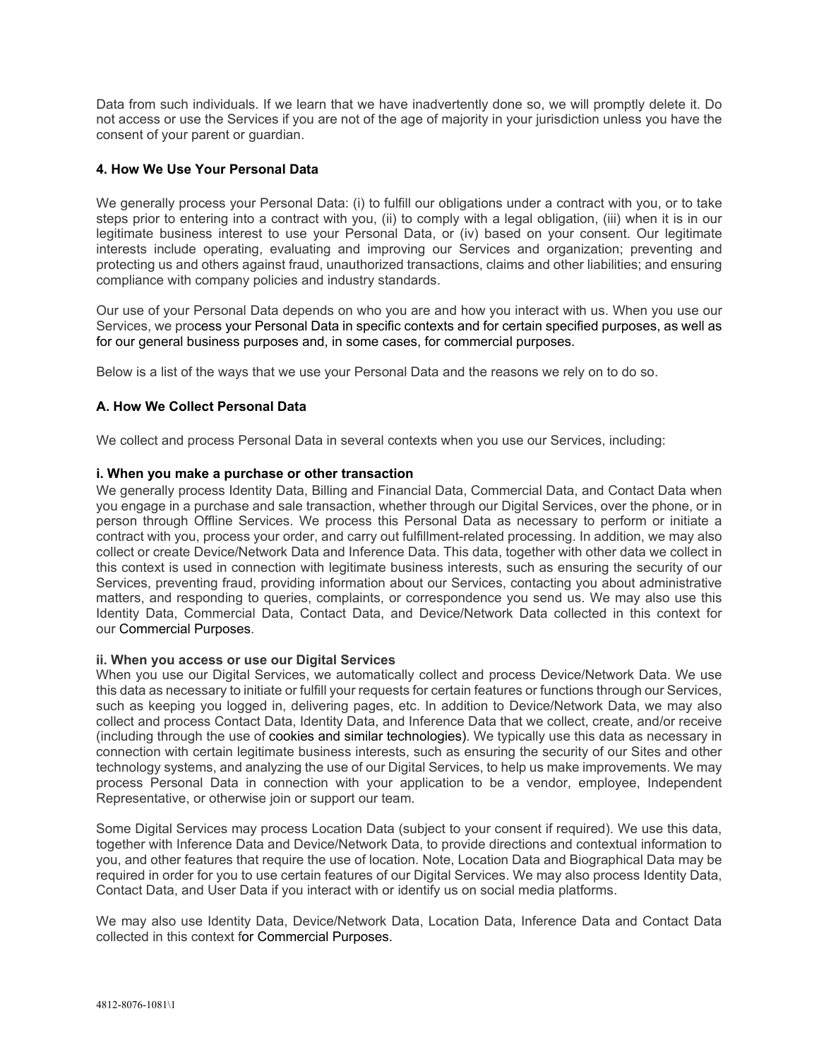Data from such individuals. If we learn that we have inadvertently done so, we will promptly delete it. Do not access or use the Services if you are not of the age of majority in your jurisdiction unless you have the consent of your parent or guardian.

## 4. How We Use Your Personal Data

We generally process your Personal Data: (i) to fulfill our obligations under a contract with you, or to take steps prior to entering into a contract with you, (ii) to comply with a legal obligation, (iii) when it is in our legitimate business interest to use your Personal Data, or (iv) based on your consent. Our legitimate interests include operating, evaluating and improving our Services and organization; preventing and protecting us and others against fraud, unauthorized transactions, claims and other liabilities; and ensuring compliance with company policies and industry standards.

Our use of your Personal Data depends on who you are and how you interact with us. When you use our Services, we process your Personal Data in specific contexts and for certain specified purposes, as well as for our general business purposes and, in some cases, for commercial purposes.

Below is a list of the ways that we use your Personal Data and the reasons we rely on to do so.

### A. How We Collect Personal Data

We collect and process Personal Data in several contexts when you use our Services, including:

**i. When you make a purchase or other transaction**

We generally process Identity Data, Billing and Financial Data, Commercial Data, and Contact Data when you engage in a purchase and sale transaction, whether through our Digital Services, over the phone, or in person through Offline Services. We process this Personal Data as necessary to perform or initiate a contract with you, process your order, and carry out fulfillment-related processing. In addition, we may also collect or create Device/Network Data and Inference Data. This data, together with other data we collect in this context is used in connection with legitimate business interests, such as ensuring the security of our Services, preventing fraud, providing information about our Services, contacting you about administrative matters, and responding to queries, complaints, or correspondence you send us. We may also use this Identity Data, Commercial Data, Contact Data, and Device/Network Data collected in this context for our Commercial Purposes.

**ii. When you access or use our Digital Services**

When you use our Digital Services, we automatically collect and process Device/Network Data. We use this data as necessary to initiate or fulfill your requests for certain features or functions through our Services, such as keeping you logged in, delivering pages, etc. In addition to Device/Network Data, we may also collect and process Contact Data, Identity Data, and Inference Data that we collect, create, and/or receive (including through the use of cookies and similar technologies). We typically use this data as necessary in connection with certain legitimate business interests, such as ensuring the security of our Sites and other technology systems, and analyzing the use of our Digital Services, to help us make improvements. We may process Personal Data in connection with your application to be a vendor, employee, Independent Representative, or otherwise join or support our team.

Some Digital Services may process Location Data (subject to your consent if required). We use this data, together with Inference Data and Device/Network Data, to provide directions and contextual information to you, and other features that require the use of location. Note, Location Data and Biographical Data may be required in order for you to use certain features of our Digital Services. We may also process Identity Data, Contact Data, and User Data if you interact with or identify us on social media platforms.

We may also use Identity Data, Device/Network Data, Location Data, Inference Data and Contact Data collected in this context for Commercial Purposes.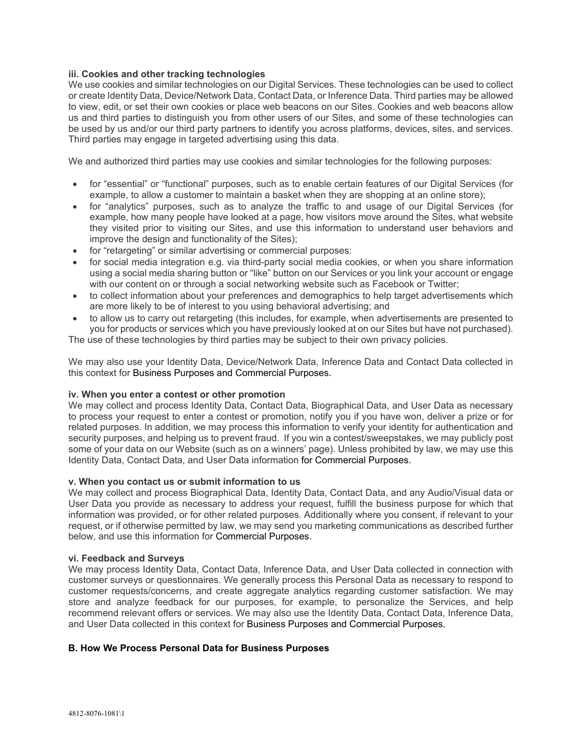**iii. Cookies and other tracking technologies**

We use cookies and similar technologies on our Digital Services. These technologies can be used to collect or create Identity Data, Device/Network Data, Contact Data, or Inference Data. Third parties may be allowed to view, edit, or set their own cookies or place web beacons on our Sites. Cookies and web beacons allow us and third parties to distinguish you from other users of our Sites, and some of these technologies can be used by us and/or our third party partners to identify you across platforms, devices, sites, and services. Third parties may engage in targeted advertising using this data.

We and authorized third parties may use cookies and similar technologies for the following purposes:

- for "essential" or "functional" purposes, such as to enable certain features of our Digital Services (for example, to allow a customer to maintain a basket when they are shopping at an online store);
- for "analytics" purposes, such as to analyze the traffic to and usage of our Digital Services (for example, how many people have looked at a page, how visitors move around the Sites, what website they visited prior to visiting our Sites, and use this information to understand user behaviors and improve the design and functionality of the Sites);
- for "retargeting" or similar advertising or commercial purposes:
- for social media integration e.g. via third-party social media cookies, or when you share information using a social media sharing button or "like" button on our Services or you link your account or engage with our content on or through a social networking website such as Facebook or Twitter;
- to collect information about your preferences and demographics to help target advertisements which are more likely to be of interest to you using behavioral advertising; and
- to allow us to carry out retargeting (this includes, for example, when advertisements are presented to you for products or services which you have previously looked at on our Sites but have not purchased).

The use of these technologies by third parties may be subject to their own privacy policies.

We may also use your Identity Data, Device/Network Data, Inference Data and Contact Data collected in this context for Business Purposes and Commercial Purposes.

**iv. When you enter a contest or other promotion**

We may collect and process Identity Data, Contact Data, Biographical Data, and User Data as necessary to process your request to enter a contest or promotion, notify you if you have won, deliver a prize or for related purposes. In addition, we may process this information to verify your identity for authentication and security purposes, and helping us to prevent fraud. If you win a contest/sweepstakes, we may publicly post some of your data on our Website (such as on a winners' page). Unless prohibited by law, we may use this Identity Data, Contact Data, and User Data information for Commercial Purposes.

**v. When you contact us or submit information to us**

We may collect and process Biographical Data, Identity Data, Contact Data, and any Audio/Visual data or User Data you provide as necessary to address your request, fulfill the business purpose for which that information was provided, or for other related purposes. Additionally where you consent, if relevant to your request, or if otherwise permitted by law, we may send you marketing communications as described further below, and use this information for Commercial Purposes.

**vi. Feedback and Surveys**

We may process Identity Data, Contact Data, Inference Data, and User Data collected in connection with customer surveys or questionnaires. We generally process this Personal Data as necessary to respond to customer requests/concerns, and create aggregate analytics regarding customer satisfaction. We may store and analyze feedback for our purposes, for example, to personalize the Services, and help recommend relevant offers or services. We may also use the Identity Data, Contact Data, Inference Data, and User Data collected in this context for Business Purposes and Commercial Purposes.

### B. How We Process Personal Data for Business Purposes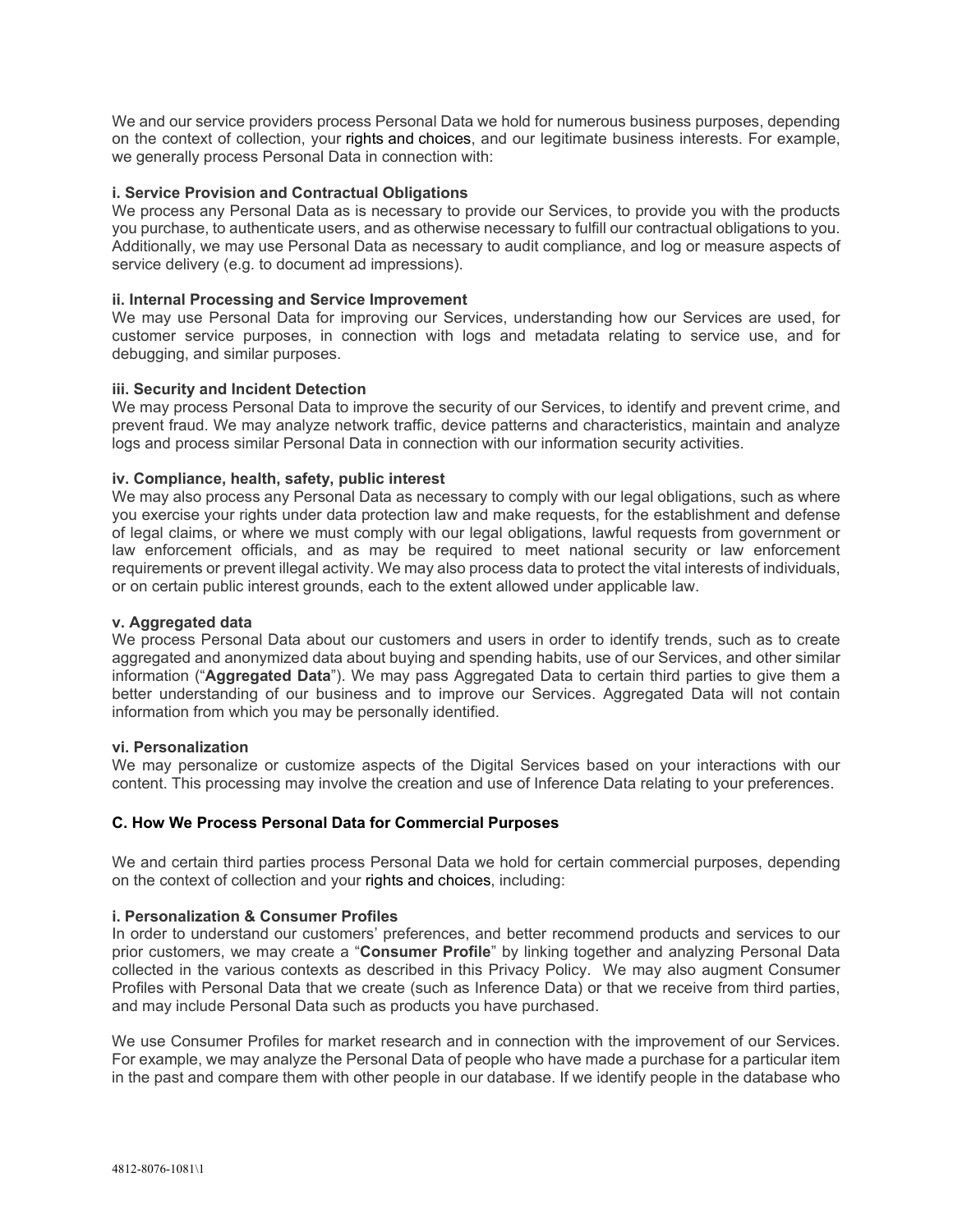We and our service providers process Personal Data we hold for numerous business purposes, depending on the context of collection, your rights and choices, and our legitimate business interests. For example, we generally process Personal Data in connection with:

**i. Service Provision and Contractual Obligations**

We process any Personal Data as is necessary to provide our Services, to provide you with the products you purchase, to authenticate users, and as otherwise necessary to fulfill our contractual obligations to you. Additionally, we may use Personal Data as necessary to audit compliance, and log or measure aspects of service delivery (e.g. to document ad impressions).

**ii. Internal Processing and Service Improvement**

We may use Personal Data for improving our Services, understanding how our Services are used, for customer service purposes, in connection with logs and metadata relating to service use, and for debugging, and similar purposes.

**iii. Security and Incident Detection**

We may process Personal Data to improve the security of our Services, to identify and prevent crime, and prevent fraud. We may analyze network traffic, device patterns and characteristics, maintain and analyze logs and process similar Personal Data in connection with our information security activities.

**iv. Compliance, health, safety, public interest**

We may also process any Personal Data as necessary to comply with our legal obligations, such as where you exercise your rights under data protection law and make requests, for the establishment and defense of legal claims, or where we must comply with our legal obligations, lawful requests from government or law enforcement officials, and as may be required to meet national security or law enforcement requirements or prevent illegal activity. We may also process data to protect the vital interests of individuals, or on certain public interest grounds, each to the extent allowed under applicable law.

**v. Aggregated data**

We process Personal Data about our customers and users in order to identify trends, such as to create aggregated and anonymized data about buying and spending habits, use of our Services, and other similar information ("**Aggregated Data**"). We may pass Aggregated Data to certain third parties to give them a better understanding of our business and to improve our Services. Aggregated Data will not contain information from which you may be personally identified.

**vi. Personalization**

We may personalize or customize aspects of the Digital Services based on your interactions with our content. This processing may involve the creation and use of Inference Data relating to your preferences.

### C. How We Process Personal Data for Commercial Purposes

We and certain third parties process Personal Data we hold for certain commercial purposes, depending on the context of collection and your rights and choices, including:

**i. Personalization & Consumer Profiles**

In order to understand our customers' preferences, and better recommend products and services to our prior customers, we may create a "**Consumer Profile**" by linking together and analyzing Personal Data collected in the various contexts as described in this Privacy Policy. We may also augment Consumer Profiles with Personal Data that we create (such as Inference Data) or that we receive from third parties, and may include Personal Data such as products you have purchased.

We use Consumer Profiles for market research and in connection with the improvement of our Services. For example, we may analyze the Personal Data of people who have made a purchase for a particular item in the past and compare them with other people in our database. If we identify people in the database who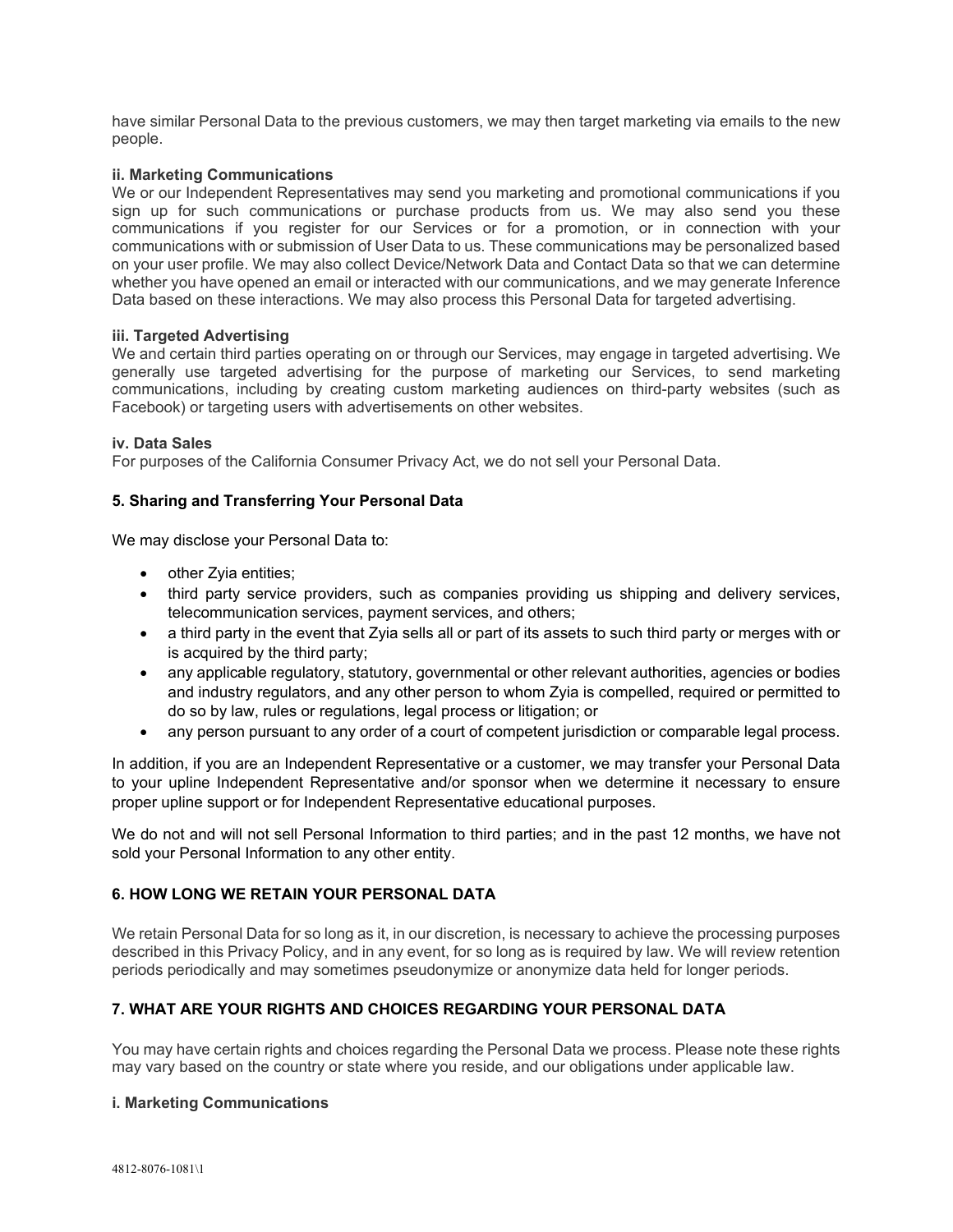have similar Personal Data to the previous customers, we may then target marketing via emails to the new people.

**ii. Marketing Communications**

We or our Independent Representatives may send you marketing and promotional communications if you sign up for such communications or purchase products from us. We may also send you these communications if you register for our Services or for a promotion, or in connection with your communications with or submission of User Data to us. These communications may be personalized based on your user profile. We may also collect Device/Network Data and Contact Data so that we can determine whether you have opened an email or interacted with our communications, and we may generate Inference Data based on these interactions. We may also process this Personal Data for targeted advertising.

**iii. Targeted Advertising**

We and certain third parties operating on or through our Services, may engage in targeted advertising. We generally use targeted advertising for the purpose of marketing our Services, to send marketing communications, including by creating custom marketing audiences on third-party websites (such as Facebook) or targeting users with advertisements on other websites.

**iv. Data Sales**

For purposes of the California Consumer Privacy Act, we do not sell your Personal Data.

## 5. Sharing and Transferring Your Personal Data

We may disclose your Personal Data to:

- other Zyia entities;
- third party service providers, such as companies providing us shipping and delivery services, telecommunication services, payment services, and others;
- a third party in the event that Zyia sells all or part of its assets to such third party or merges with or is acquired by the third party;
- any applicable regulatory, statutory, governmental or other relevant authorities, agencies or bodies and industry regulators, and any other person to whom Zyia is compelled, required or permitted to do so by law, rules or regulations, legal process or litigation; or
- any person pursuant to any order of a court of competent jurisdiction or comparable legal process.

In addition, if you are an Independent Representative or a customer, we may transfer your Personal Data to your upline Independent Representative and/or sponsor when we determine it necessary to ensure proper upline support or for Independent Representative educational purposes.

We do not and will not sell Personal Information to third parties; and in the past 12 months, we have not sold your Personal Information to any other entity.

## 6. HOW LONG WE RETAIN YOUR PERSONAL DATA

We retain Personal Data for so long as it, in our discretion, is necessary to achieve the processing purposes described in this Privacy Policy, and in any event, for so long as is required by law. We will review retention periods periodically and may sometimes pseudonymize or anonymize data held for longer periods.

## 7. WHAT ARE YOUR RIGHTS AND CHOICES REGARDING YOUR PERSONAL DATA

You may have certain rights and choices regarding the Personal Data we process. Please note these rights may vary based on the country or state where you reside, and our obligations under applicable law.

**i. Marketing Communications**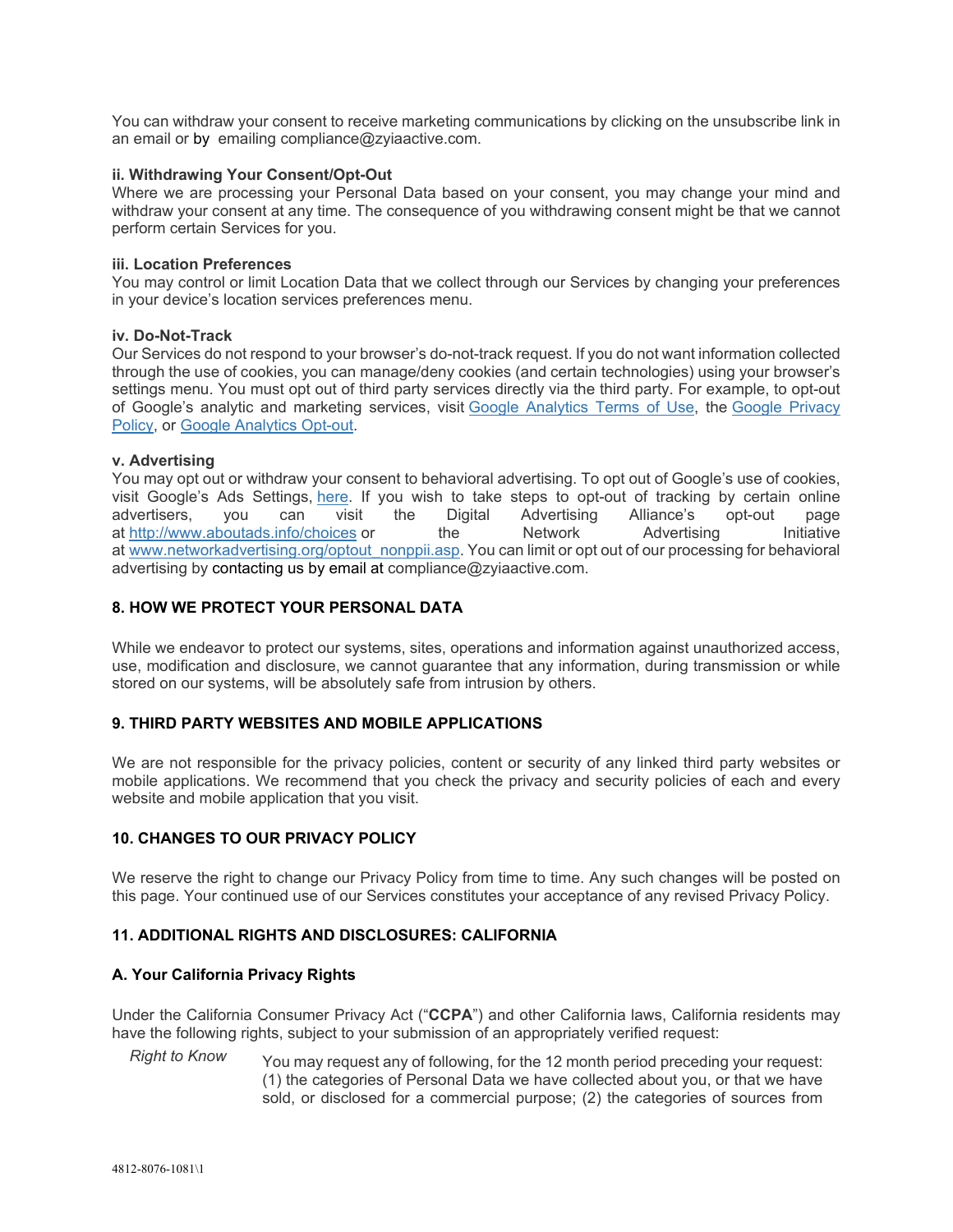You can withdraw your consent to receive marketing communications by clicking on the unsubscribe link in an email or by emailing compliance@zyiaactive.com.

**ii. Withdrawing Your Consent/Opt-Out**

Where we are processing your Personal Data based on your consent, you may change your mind and withdraw your consent at any time. The consequence of you withdrawing consent might be that we cannot perform certain Services for you.

**iii. Location Preferences**

You may control or limit Location Data that we collect through our Services by changing your preferences in your device's location services preferences menu.

**iv. Do-Not-Track**

Our Services do not respond to your browser's do-not-track request. If you do not want information collected through the use of cookies, you can manage/deny cookies (and certain technologies) using your browser's settings menu. You must opt out of third party services directly via the third party. For example, to opt-out of Google's analytic and marketing services, visit Google Analytics Terms of Use, the Google Privacy Policy, or Google Analytics Opt-out.

**v. Advertising**

You may opt out or withdraw your consent to behavioral advertising. To opt out of Google's use of cookies, visit Google's Ads Settings, here. If you wish to take steps to opt-out of tracking by certain online advertisers, you can visit the Digital Advertising Alliance's opt-out page at http://www.aboutads.info/choices or the Network Advertising Initiative at www.networkadvertising.org/optout_nonppii.asp. You can limit or opt out of our processing for behavioral advertising by contacting us by email at compliance@zyiaactive.com.

## 8. HOW WE PROTECT YOUR PERSONAL DATA

While we endeavor to protect our systems, sites, operations and information against unauthorized access, use, modification and disclosure, we cannot guarantee that any information, during transmission or while stored on our systems, will be absolutely safe from intrusion by others.

## 9. THIRD PARTY WEBSITES AND MOBILE APPLICATIONS

We are not responsible for the privacy policies, content or security of any linked third party websites or mobile applications. We recommend that you check the privacy and security policies of each and every website and mobile application that you visit.

## 10. CHANGES TO OUR PRIVACY POLICY

We reserve the right to change our Privacy Policy from time to time. Any such changes will be posted on this page. Your continued use of our Services constitutes your acceptance of any revised Privacy Policy.

## 11. ADDITIONAL RIGHTS AND DISCLOSURES: CALIFORNIA

### A. Your California Privacy Rights

Under the California Consumer Privacy Act ("**CCPA**") and other California laws, California residents may have the following rights, subject to your submission of an appropriately verified request:

*Right to Know* — You may request any of following, for the 12 month period preceding your request: (1) the categories of Personal Data we have collected about you, or that we have sold, or disclosed for a commercial purpose; (2) the categories of sources from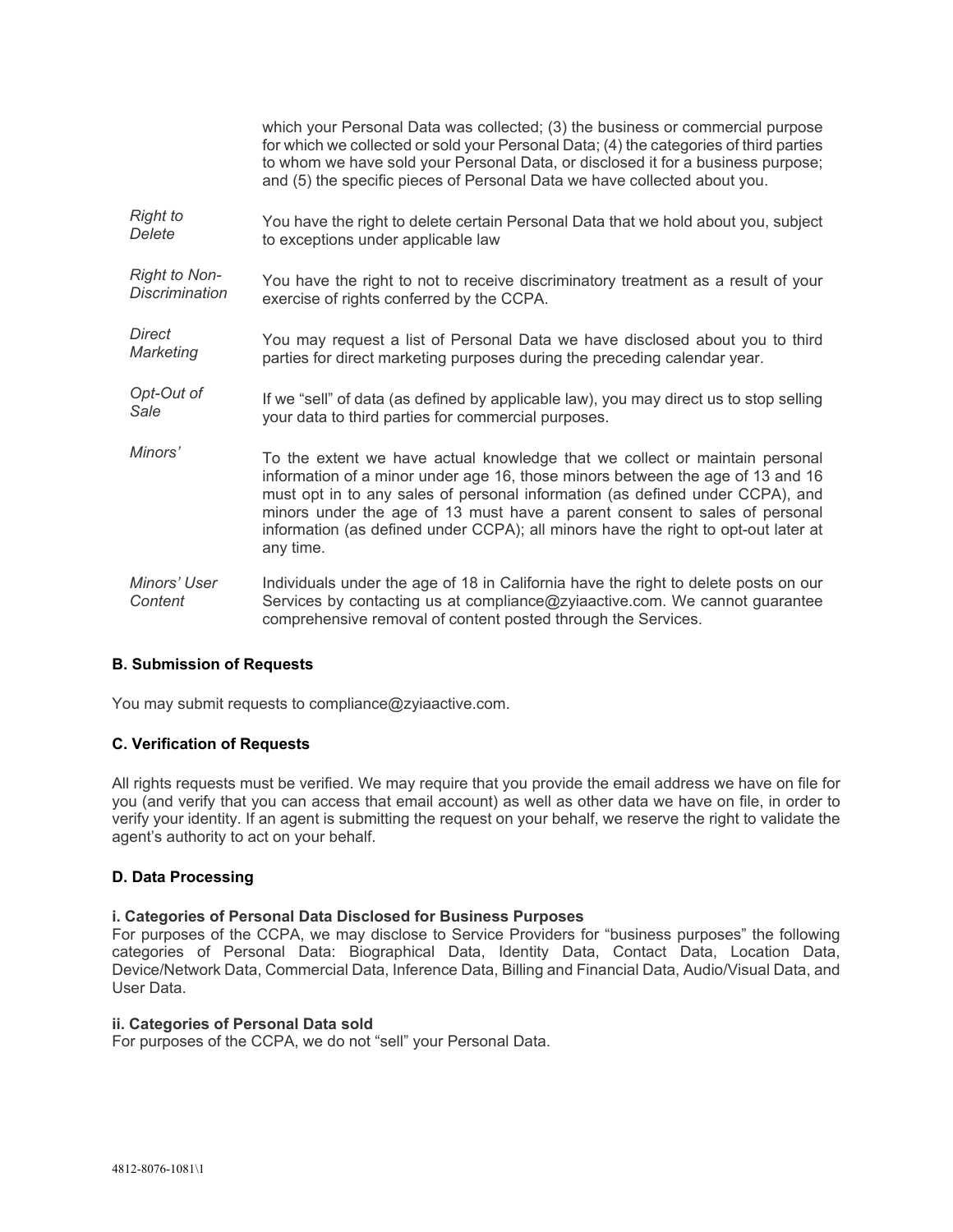| | |
|---|---|
| | which your Personal Data was collected; (3) the business or commercial purpose for which we collected or sold your Personal Data; (4) the categories of third parties to whom we have sold your Personal Data, or disclosed it for a business purpose; and (5) the specific pieces of Personal Data we have collected about you. |
| *Right to Delete* | You have the right to delete certain Personal Data that we hold about you, subject to exceptions under applicable law |
| *Right to Non-Discrimination* | You have the right to not to receive discriminatory treatment as a result of your exercise of rights conferred by the CCPA. |
| *Direct Marketing* | You may request a list of Personal Data we have disclosed about you to third parties for direct marketing purposes during the preceding calendar year. |
| *Opt-Out of Sale* | If we "sell" of data (as defined by applicable law), you may direct us to stop selling your data to third parties for commercial purposes. |
| *Minors'* | To the extent we have actual knowledge that we collect or maintain personal information of a minor under age 16, those minors between the age of 13 and 16 must opt in to any sales of personal information (as defined under CCPA), and minors under the age of 13 must have a parent consent to sales of personal information (as defined under CCPA); all minors have the right to opt-out later at any time. |
| *Minors' User Content* | Individuals under the age of 18 in California have the right to delete posts on our Services by contacting us at compliance@zyiaactive.com. We cannot guarantee comprehensive removal of content posted through the Services. |

**B. Submission of Requests**

You may submit requests to compliance@zyiaactive.com.

**C. Verification of Requests**

All rights requests must be verified. We may require that you provide the email address we have on file for you (and verify that you can access that email account) as well as other data we have on file, in order to verify your identity. If an agent is submitting the request on your behalf, we reserve the right to validate the agent's authority to act on your behalf.

**D. Data Processing**

**i. Categories of Personal Data Disclosed for Business Purposes**

For purposes of the CCPA, we may disclose to Service Providers for "business purposes" the following categories of Personal Data: Biographical Data, Identity Data, Contact Data, Location Data, Device/Network Data, Commercial Data, Inference Data, Billing and Financial Data, Audio/Visual Data, and User Data.

**ii. Categories of Personal Data sold**

For purposes of the CCPA, we do not "sell" your Personal Data.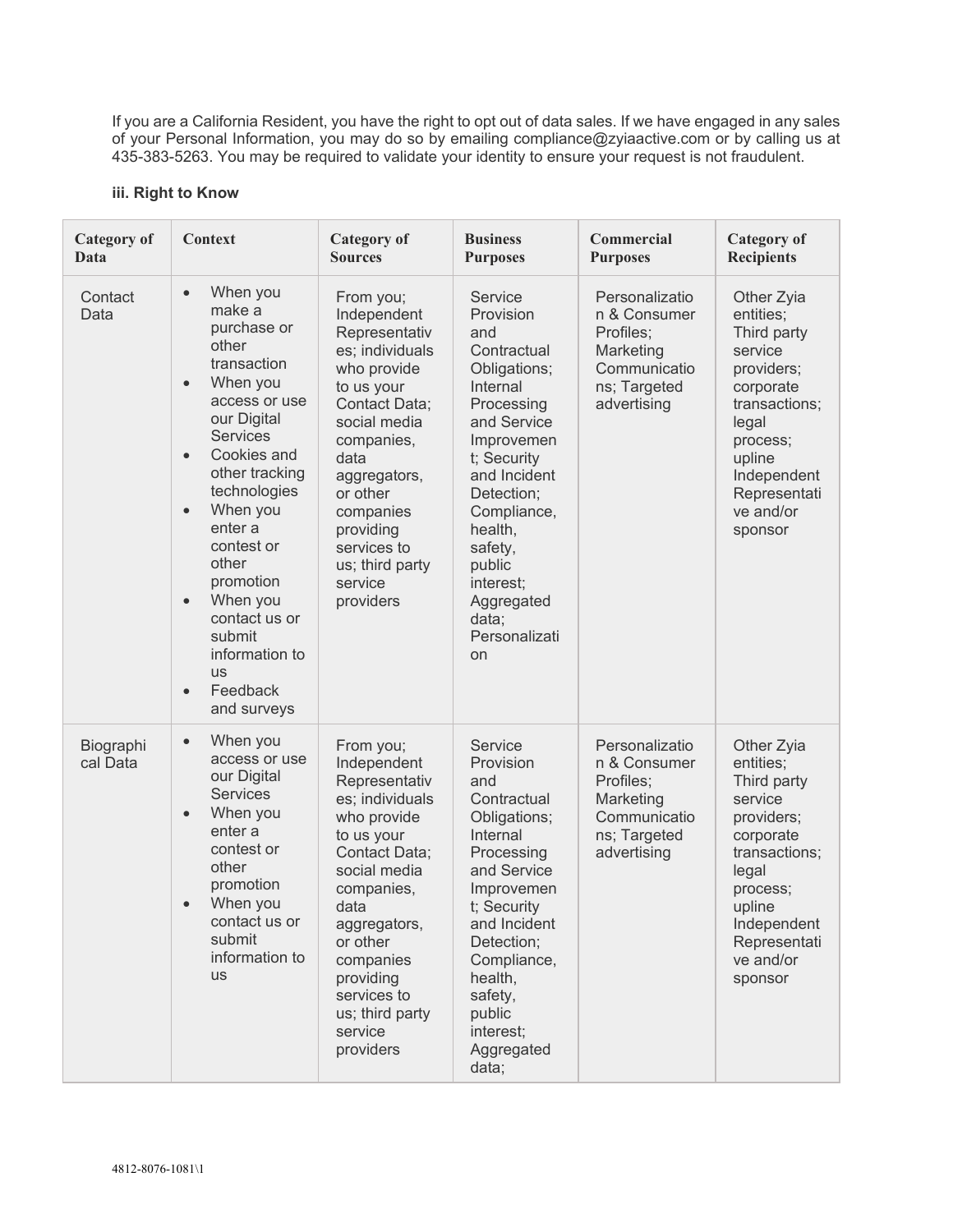If you are a California Resident, you have the right to opt out of data sales. If we have engaged in any sales of your Personal Information, you may do so by emailing compliance@zyiaactive.com or by calling us at 435-383-5263. You may be required to validate your identity to ensure your request is not fraudulent.

#### iii. Right to Know

| Category of Data | Context | Category of Sources | Business Purposes | Commercial Purposes | Category of Recipients |
|---|---|---|---|---|---|
| Contact Data | • When you make a purchase or other transaction<br>• When you access or use our Digital Services<br>• Cookies and other tracking technologies<br>• When you enter a contest or other promotion<br>• When you contact us or submit information to us<br>• Feedback and surveys | From you; Independent Representatives; individuals who provide to us your Contact Data; social media companies, data aggregators, or other companies providing services to us; third party service providers | Service Provision and Contractual Obligations; Internal Processing and Service Improvement; Security and Incident Detection; Compliance, health, safety, public interest; Aggregated data; Personalization | Personalization & Consumer Profiles; Marketing Communications; Targeted advertising | Other Zyia entities; Third party service providers; corporate transactions; legal process; upline Independent Representative and/or sponsor |
| Biographical Data | • When you access or use our Digital Services<br>• When you enter a contest or other promotion<br>• When you contact us or submit information to us | From you; Independent Representatives; individuals who provide to us your Contact Data; social media companies, data aggregators, or other companies providing services to us; third party service providers | Service Provision and Contractual Obligations; Internal Processing and Service Improvement; Security and Incident Detection; Compliance, health, safety, public interest; Aggregated data; | Personalization & Consumer Profiles; Marketing Communications; Targeted advertising | Other Zyia entities; Third party service providers; corporate transactions; legal process; upline Independent Representative and/or sponsor |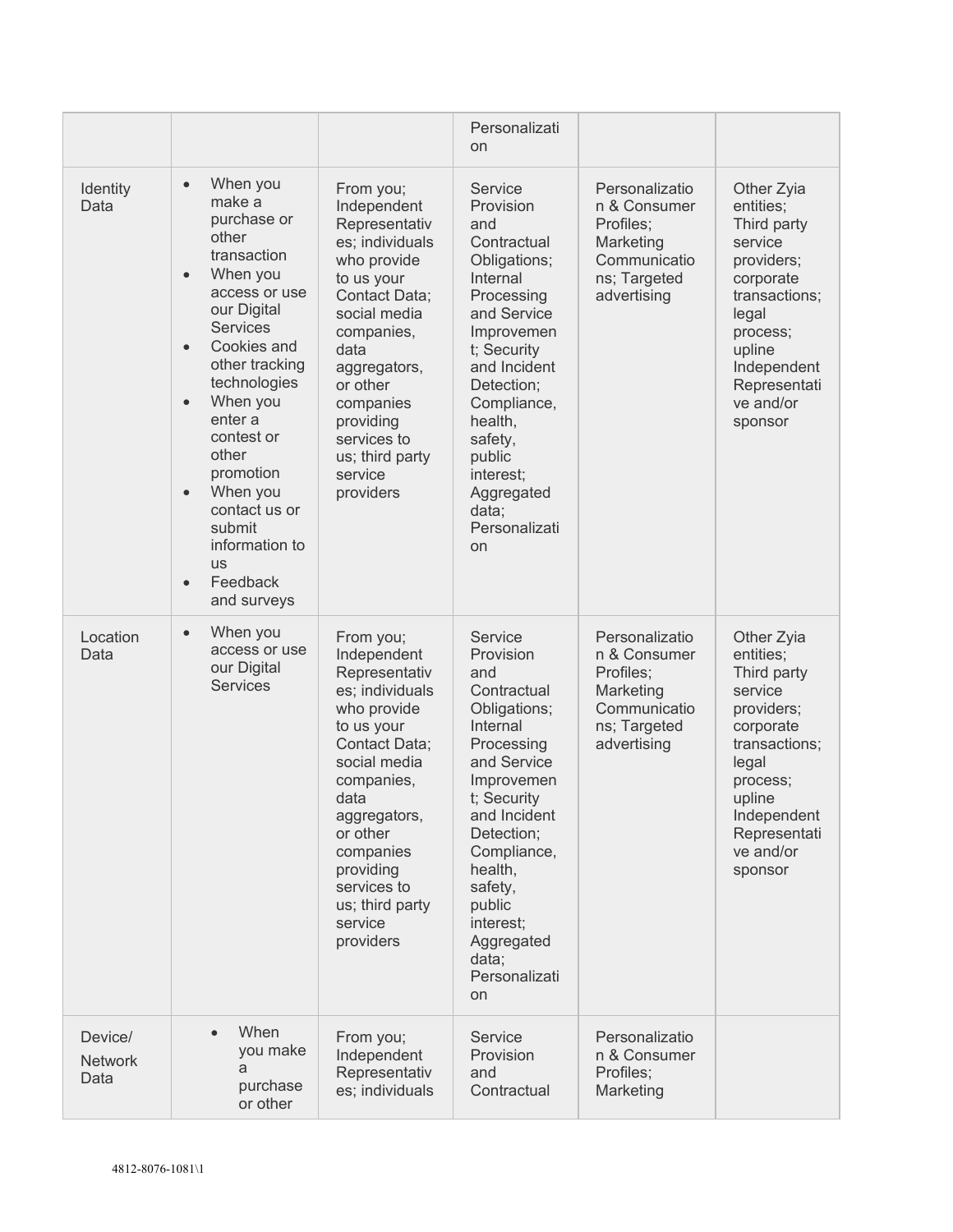| | | | | | |
|---|---|---|---|---|---|
| | | | Personalization | | |
| Identity Data | • When you make a purchase or other transaction<br>• When you access or use our Digital Services<br>• Cookies and other tracking technologies<br>• When you enter a contest or other promotion<br>• When you contact us or submit information to us<br>• Feedback and surveys | From you; Independent Representatives; individuals who provide to us your Contact Data; social media companies, data aggregators, or other companies providing services to us; third party service providers | Service Provision and Contractual Obligations; Internal Processing and Service Improvement; Security and Incident Detection; Compliance, health, safety, public interest; Aggregated data; Personalization | Personalization & Consumer Profiles; Marketing Communications; Targeted advertising | Other Zyia entities; Third party service providers; corporate transactions; legal process; upline Independent Representative and/or sponsor |
| Location Data | • When you access or use our Digital Services | From you; Independent Representatives; individuals who provide to us your Contact Data; social media companies, data aggregators, or other companies providing services to us; third party service providers | Service Provision and Contractual Obligations; Internal Processing and Service Improvement; Security and Incident Detection; Compliance, health, safety, public interest; Aggregated data; Personalization | Personalization & Consumer Profiles; Marketing Communications; Targeted advertising | Other Zyia entities; Third party service providers; corporate transactions; legal process; upline Independent Representative and/or sponsor |
| Device/ Network Data | • When you make a purchase or other | From you; Independent Representatives; individuals | Service Provision and Contractual | Personalization & Consumer Profiles; Marketing | |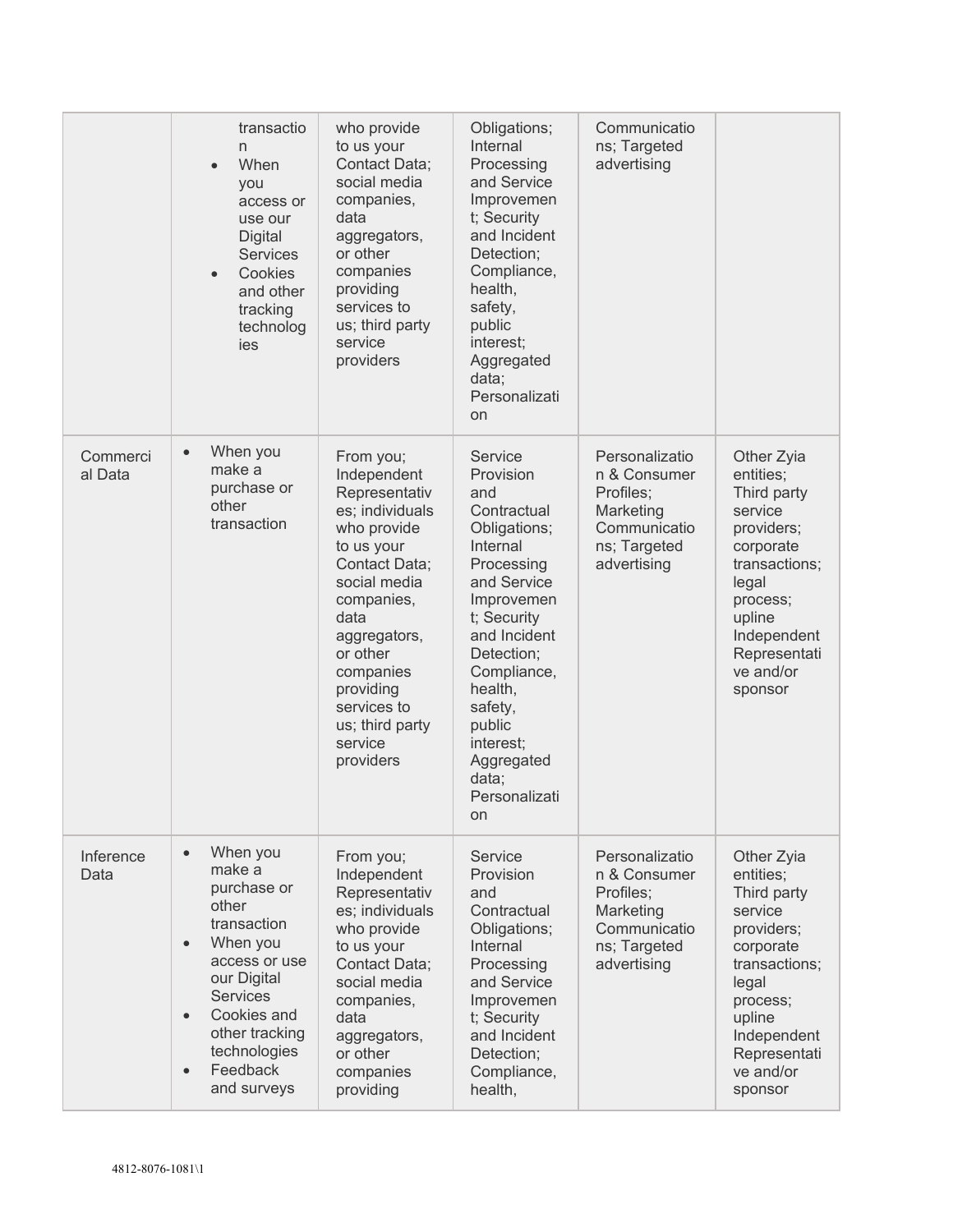| | | | | | |
|---|---|---|---|---|---|
| | • transaction<br>• When you access or use our Digital Services<br>• Cookies and other tracking technologies | who provide to us your Contact Data; social media companies, data aggregators, or other companies providing services to us; third party service providers | Obligations; Internal Processing and Service Improvement; Security and Incident Detection; Compliance, health, safety, public interest; Aggregated data; Personalization | Communications; Targeted advertising | |
| Commercial Data | • When you make a purchase or other transaction | From you; Independent Representatives; individuals who provide to us your Contact Data; social media companies, data aggregators, or other companies providing services to us; third party service providers | Service Provision and Contractual Obligations; Internal Processing and Service Improvement; Security and Incident Detection; Compliance, health, safety, public interest; Aggregated data; Personalization | Personalization & Consumer Profiles; Marketing Communications; Targeted advertising | Other Zyia entities; Third party service providers; corporate transactions; legal process; upline Independent Representative and/or sponsor |
| Inference Data | • When you make a purchase or other transaction<br>• When you access or use our Digital Services<br>• Cookies and other tracking technologies<br>• Feedback and surveys | From you; Independent Representatives; individuals who provide to us your Contact Data; social media companies, data aggregators, or other companies providing | Service Provision and Contractual Obligations; Internal Processing and Service Improvement; Security and Incident Detection; Compliance, health, | Personalization & Consumer Profiles; Marketing Communications; Targeted advertising | Other Zyia entities; Third party service providers; corporate transactions; legal process; upline Independent Representative and/or sponsor |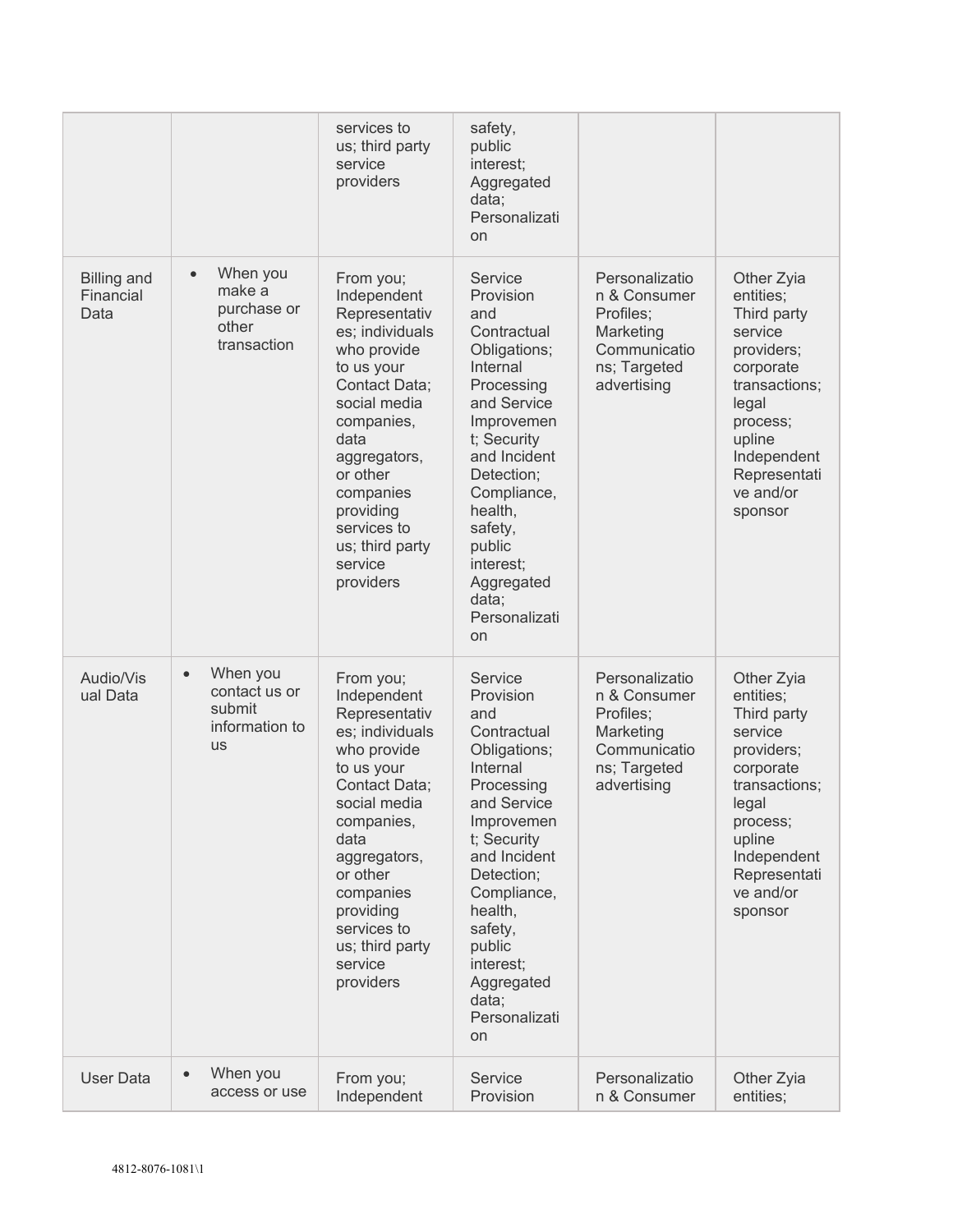| | | services to us; third party service providers | safety, public interest; Aggregated data; Personalization | | |
|---|---|---|---|---|---|
| Billing and Financial Data | • When you make a purchase or other transaction | From you; Independent Representatives; individuals who provide to us your Contact Data; social media companies, data aggregators, or other companies providing services to us; third party service providers | Service Provision and Contractual Obligations; Internal Processing and Service Improvement; Security and Incident Detection; Compliance, health, safety, public interest; Aggregated data; Personalization | Personalization & Consumer Profiles; Marketing Communications; Targeted advertising | Other Zyia entities; Third party service providers; corporate transactions; legal process; upline Independent Representative and/or sponsor |
| Audio/Visual Data | • When you contact us or submit information to us | From you; Independent Representatives; individuals who provide to us your Contact Data; social media companies, data aggregators, or other companies providing services to us; third party service providers | Service Provision and Contractual Obligations; Internal Processing and Service Improvement; Security and Incident Detection; Compliance, health, safety, public interest; Aggregated data; Personalization | Personalization & Consumer Profiles; Marketing Communications; Targeted advertising | Other Zyia entities; Third party service providers; corporate transactions; legal process; upline Independent Representative and/or sponsor |
| User Data | • When you access or use | From you; Independent | Service Provision | Personalization & Consumer | Other Zyia entities; |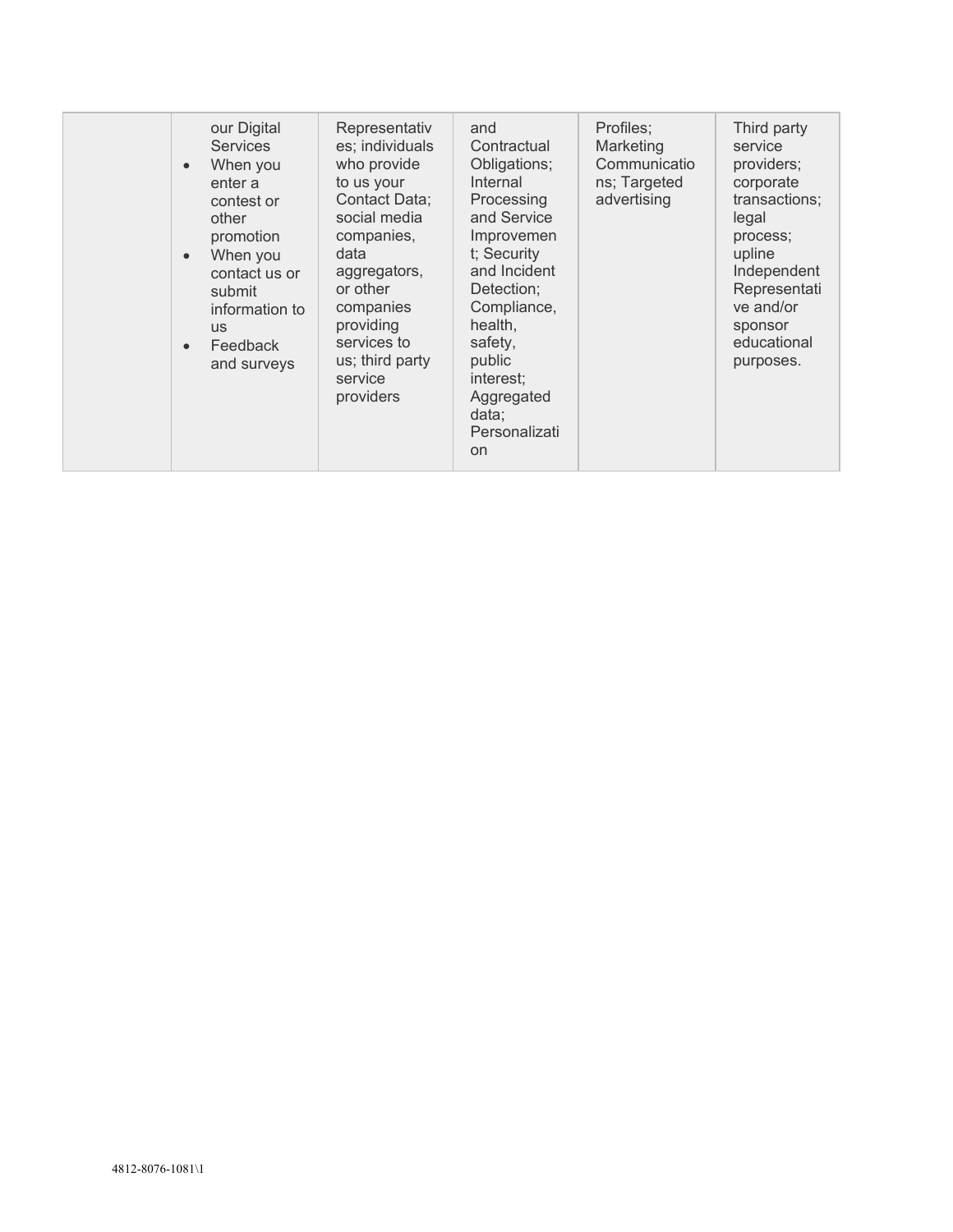| | | | | | |
|---|---|---|---|---|---|
| | our Digital Services<br>• When you enter a contest or other promotion<br>• When you contact us or submit information to us<br>• Feedback and surveys | Representatives; individuals who provide to us your Contact Data; social media companies, data aggregators, or other companies providing services to us; third party service providers | and Contractual Obligations; Internal Processing and Service Improvement; Security and Incident Detection; Compliance, health, safety, public interest; Aggregated data; Personalization | Profiles; Marketing Communications; Targeted advertising | Third party service providers; corporate transactions; legal process; upline Independent Representative and/or sponsor educational purposes. |

4812-8076-1081\1